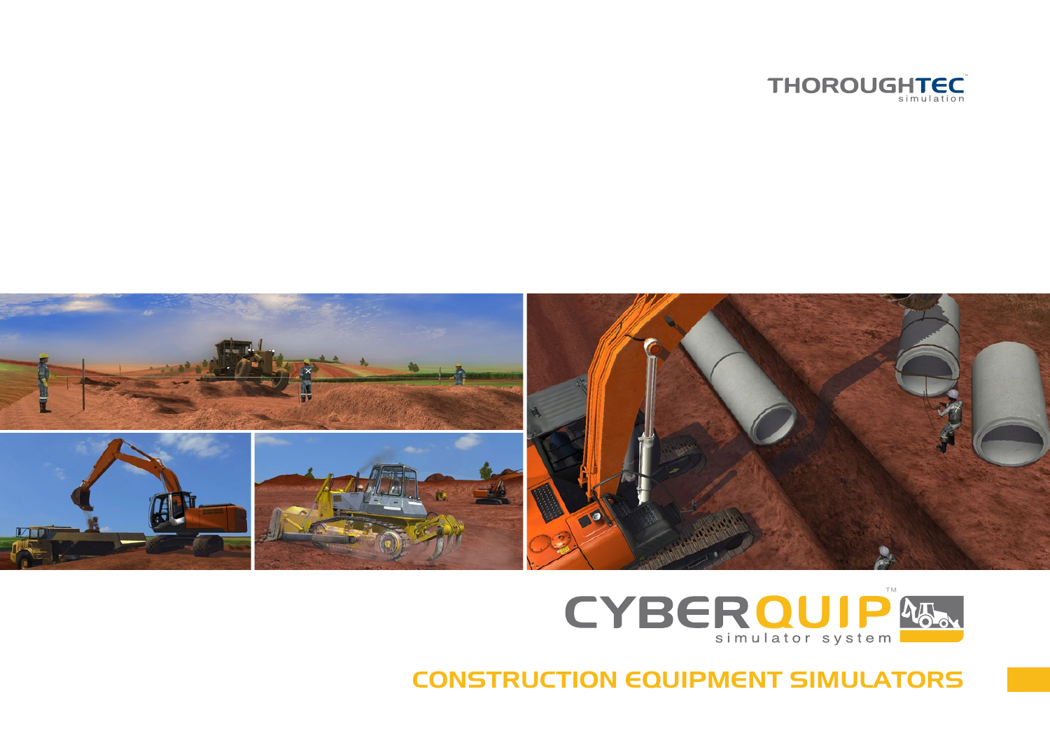THOROUGHTEC™ simulation

# CYBERQUIP™ simulator system

## CONSTRUCTION EQUIPMENT SIMULATORS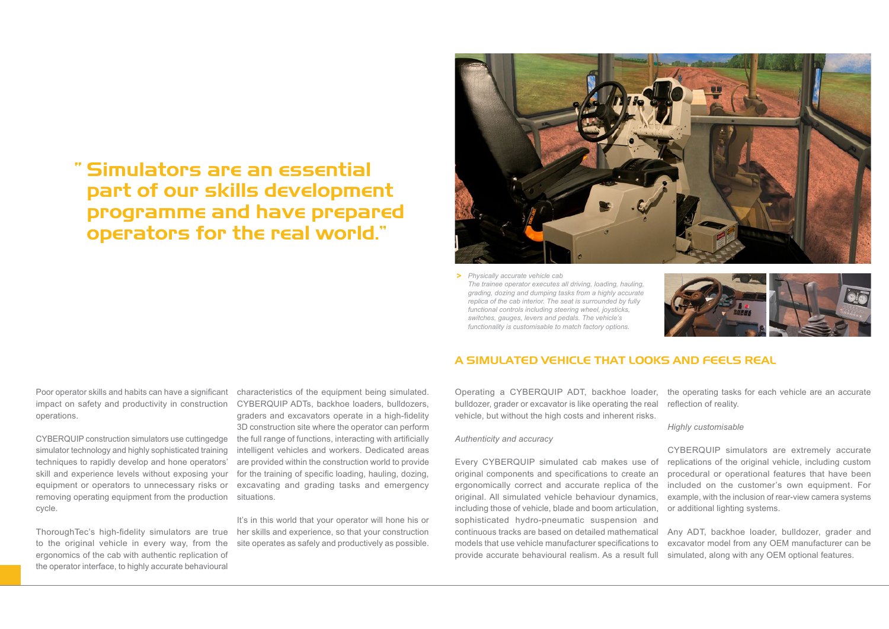> " Simulators are an essential part of our skills development programme and have prepared operators for the real world."

Poor operator skills and habits can have a significant impact on safety and productivity in construction operations.

CYBERQUIP construction simulators use cuttingedge simulator technology and highly sophisticated training techniques to rapidly develop and hone operators' skill and experience levels without exposing your equipment or operators to unnecessary risks or removing operating equipment from the production cycle.

ThoroughTec's high-fidelity simulators are true to the original vehicle in every way, from the ergonomics of the cab with authentic replication of the operator interface, to highly accurate behavioural characteristics of the equipment being simulated. CYBERQUIP ADTs, backhoe loaders, bulldozers, graders and excavators operate in a high-fidelity 3D construction site where the operator can perform the full range of functions, interacting with artificially intelligent vehicles and workers. Dedicated areas are provided within the construction world to provide for the training of specific loading, hauling, dozing, excavating and grading tasks and emergency situations.

It's in this world that your operator will hone his or her skills and experience, so that your construction site operates as safely and productively as possible.

> *Physically accurate vehicle cab*
> *The trainee operator executes all driving, loading, hauling, grading, dozing and dumping tasks from a highly accurate replica of the cab interior. The seat is surrounded by fully functional controls including steering wheel, joysticks, switches, gauges, levers and pedals. The vehicle's functionality is customisable to match factory options.*

## A SIMULATED VEHICLE THAT LOOKS AND FEELS REAL

Operating a CYBERQUIP ADT, backhoe loader, bulldozer, grader or excavator is like operating the real vehicle, but without the high costs and inherent risks.

*Authenticity and accuracy*

Every CYBERQUIP simulated cab makes use of original components and specifications to create an ergonomically correct and accurate replica of the original. All simulated vehicle behaviour dynamics, including those of vehicle, blade and boom articulation, sophisticated hydro-pneumatic suspension and continuous tracks are based on detailed mathematical models that use vehicle manufacturer specifications to provide accurate behavioural realism. As a result full the operating tasks for each vehicle are an accurate reflection of reality.

*Highly customisable*

CYBERQUIP simulators are extremely accurate replications of the original vehicle, including custom procedural or operational features that have been included on the customer's own equipment. For example, with the inclusion of rear-view camera systems or additional lighting systems.

Any ADT, backhoe loader, bulldozer, grader and excavator model from any OEM manufacturer can be simulated, along with any OEM optional features.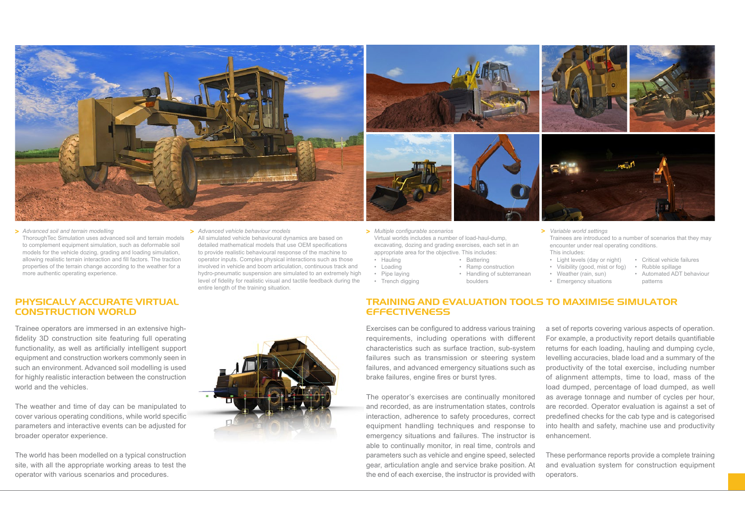> *Advanced soil and terrain modelling*

ThoroughTec Simulation uses advanced soil and terrain models to complement equipment simulation, such as deformable soil models for the vehicle dozing, grading and loading simulation, allowing realistic terrain interaction and fill factors. The traction properties of the terrain change according to the weather for a more authentic operating experience.

> *Advanced vehicle behaviour models*

All simulated vehicle behavioural dynamics are based on detailed mathematical models that use OEM specifications to provide realistic behavioural response of the machine to operator inputs. Complex physical interactions such as those involved in vehicle and boom articulation, continuous track and hydro-pneumatic suspension are simulated to an extremely high level of fidelity for realistic visual and tactile feedback during the entire length of the training situation.

> *Multiple configurable scenarios*

Virtual worlds includes a number of load-haul-dump, excavating, dozing and grading exercises, each set in an appropriate area for the objective. This includes:

- Hauling
- Loading
- Pipe laying
- Trench digging
- Battering
- Ramp construction
- Handling of subterranean boulders

> *Variable world settings*

Trainees are introduced to a number of scenarios that they may encounter under real operating conditions.
This includes:

- Light levels (day or night)
- Visibility (good, mist or fog)
- Weather (rain, sun)
- Emergency situations
- Critical vehicle failures
- Rubble spillage
- Automated ADT behaviour patterns

## PHYSICALLY ACCURATE VIRTUAL CONSTRUCTION WORLD

Trainee operators are immersed in an extensive high-fidelity 3D construction site featuring full operating functionality, as well as artificially intelligent support equipment and construction workers commonly seen in such an environment. Advanced soil modelling is used for highly realistic interaction between the construction world and the vehicles.

The weather and time of day can be manipulated to cover various operating conditions, while world specific parameters and interactive events can be adjusted for broader operator experience.

The world has been modelled on a typical construction site, with all the appropriate working areas to test the operator with various scenarios and procedures.

## TRAINING AND EVALUATION TOOLS TO MAXIMISE SIMULATOR EFFECTIVENESS

Exercises can be configured to address various training requirements, including operations with different characteristics such as surface traction, sub-system failures such as transmission or steering system failures, and advanced emergency situations such as brake failures, engine fires or burst tyres.

The operator's exercises are continually monitored and recorded, as are instrumentation states, controls interaction, adherence to safety procedures, correct equipment handling techniques and response to emergency situations and failures. The instructor is able to continually monitor, in real time, controls and parameters such as vehicle and engine speed, selected gear, articulation angle and service brake position. At the end of each exercise, the instructor is provided with a set of reports covering various aspects of operation. For example, a productivity report details quantifiable returns for each loading, hauling and dumping cycle, levelling accuracies, blade load and a summary of the productivity of the total exercise, including number of alignment attempts, time to load, mass of the load dumped, percentage of load dumped, as well as average tonnage and number of cycles per hour, are recorded. Operator evaluation is against a set of predefined checks for the cab type and is categorised into health and safety, machine use and productivity enhancement.

These performance reports provide a complete training and evaluation system for construction equipment operators.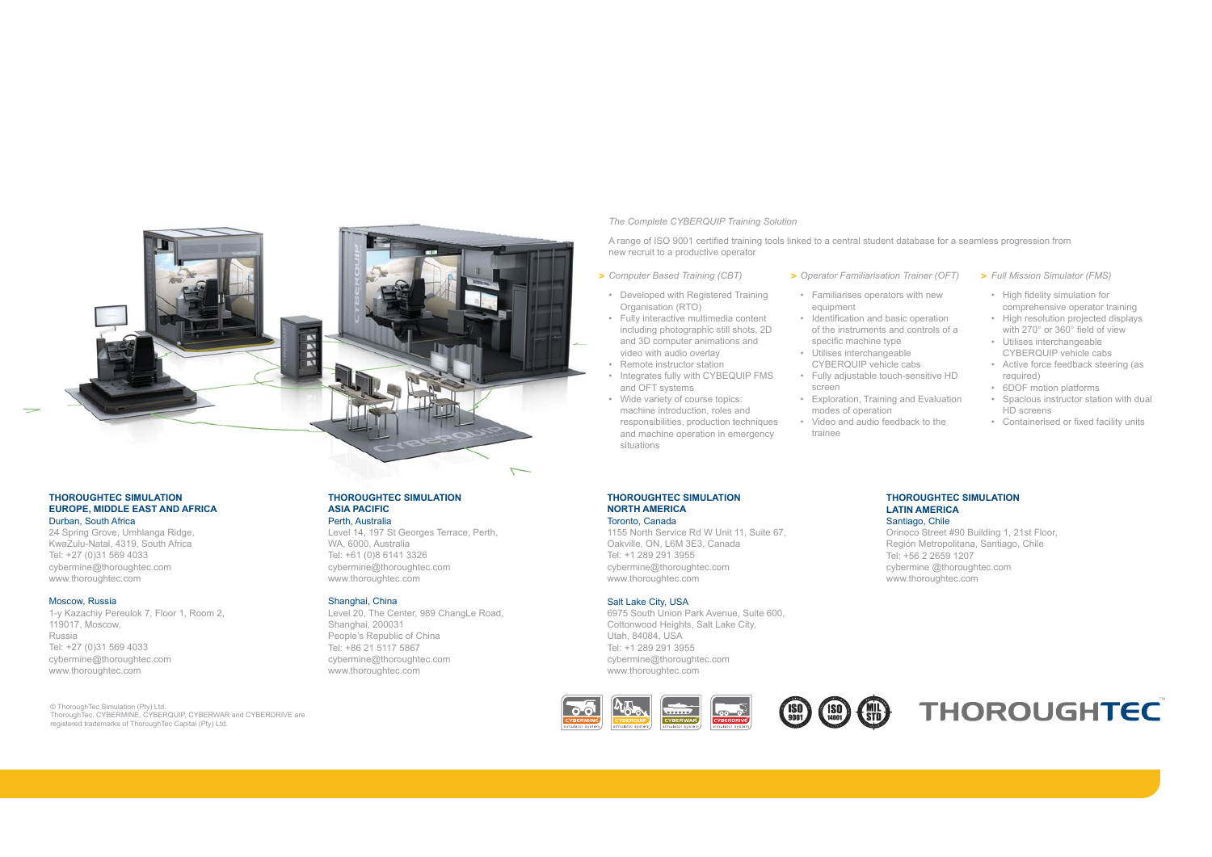*The Complete CYBERQUIP Training Solution*

A range of ISO 9001 certified training tools linked to a central student database for a seamless progression from new recruit to a productive operator

> *Computer Based Training (CBT)*

- Developed with Registered Training Organisation (RTO)
- Fully interactive multimedia content including photographic still shots, 2D and 3D computer animations and video with audio overlay
- Remote instructor station
- Integrates fully with CYBEQUIP FMS and OFT systems
- Wide variety of course topics: machine introduction, roles and responsibilities, production techniques and machine operation in emergency situations

> *Operator Familiarisation Trainer (OFT)*

- Familiarises operators with new equipment
- Identification and basic operation of the instruments and controls of a specific machine type
- Utilises interchangeable CYBERQUIP vehicle cabs
- Fully adjustable touch-sensitive HD screen
- Exploration, Training and Evaluation modes of operation
- Video and audio feedback to the trainee

> *Full Mission Simulator (FMS)*

- High fidelity simulation for comprehensive operator training
- High resolution projected displays with 270° or 360° field of view
- Utilises interchangeable CYBERQUIP vehicle cabs
- Active force feedback steering (as required)
- 6DOF motion platforms
- Spacious instructor station with dual HD screens
- Containerised or fixed facility units

**THOROUGHTEC SIMULATION**
**EUROPE, MIDDLE EAST AND AFRICA**

Durban, South Africa
24 Spring Grove, Umhlanga Ridge,
KwaZulu-Natal, 4319, South Africa
Tel: +27 (0)31 569 4033
cybermine@thoroughtec.com
www.thoroughtec.com

Moscow, Russia
1-y Kazachiy Pereulok 7, Floor 1, Room 2,
119017, Moscow,
Russia
Tel: +27 (0)31 569 4033
cybermine@thoroughtec.com
www.thoroughtec.com

**THOROUGHTEC SIMULATION**
**ASIA PACIFIC**

Perth, Australia
Level 14, 197 St Georges Terrace, Perth,
WA, 6000, Australia
Tel: +61 (0)8 6141 3326
cybermine@thoroughtec.com
www.thoroughtec.com

Shanghai, China
Level 20, The Center, 989 ChangLe Road,
Shanghai, 200031
People's Republic of China
Tel: +86 21 5117 5867
cybermine@thoroughtec.com
www.thoroughtec.com

**THOROUGHTEC SIMULATION**
**NORTH AMERICA**

Toronto, Canada
1155 North Service Rd W Unit 11, Suite 67,
Oakville, ON, L6M 3E3, Canada
Tel: +1 289 291 3955
cybermine@thoroughtec.com
www.thoroughtec.com

Salt Lake City, USA
6975 South Union Park Avenue, Suite 600,
Cottonwood Heights, Salt Lake City,
Utah, 84084, USA
Tel: +1 289 291 3955
cybermine@thoroughtec.com
www.thoroughtec.com

**THOROUGHTEC SIMULATION**
**LATIN AMERICA**

Santiago, Chile
Orinoco Street #90 Building 1, 21st Floor,
Región Metropolitana, Santiago, Chile
Tel: +56 2 2659 1207
cybermine @thoroughtec.com
www.thoroughtec.com

© ThoroughTec Simulation (Pty) Ltd.
ThoroughTec, CYBERMINE, CYBERQUIP, CYBERWAR and CYBERDRIVE are registered trademarks of ThoroughTec Capital (Pty) Ltd.

CYBERMINE simulator systems | CYBERQUIP simulator systems | CYBERWAR simulator systems | CYBERDRIVE simulator systems

ISO 9001 | ISO 14001 | MIL STD

THOROUGHTEC™